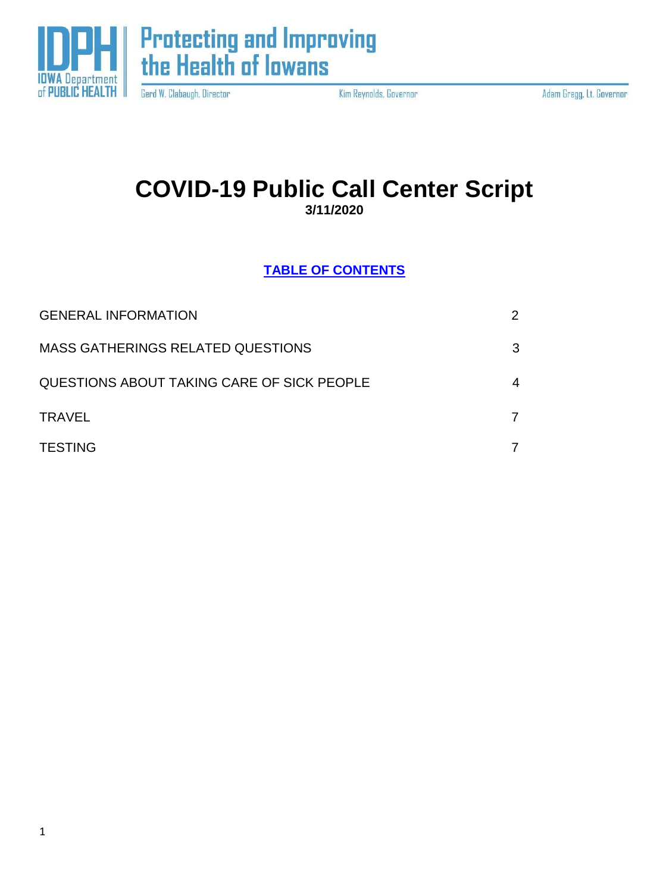IDPH IOWA Department of PUBLIC HEALTH

**Protecting and Improving the Health of Iowans**

Gerd W. Clabaugh, Director | Kim Reynolds, Governor | Adam Gregg, Lt. Governor

# COVID-19 Public Call Center Script

**3/11/2020**

## TABLE OF CONTENTS

| | |
|---|---|
| GENERAL INFORMATION | 2 |
| MASS GATHERINGS RELATED QUESTIONS | 3 |
| QUESTIONS ABOUT TAKING CARE OF SICK PEOPLE | 4 |
| TRAVEL | 7 |
| TESTING | 7 |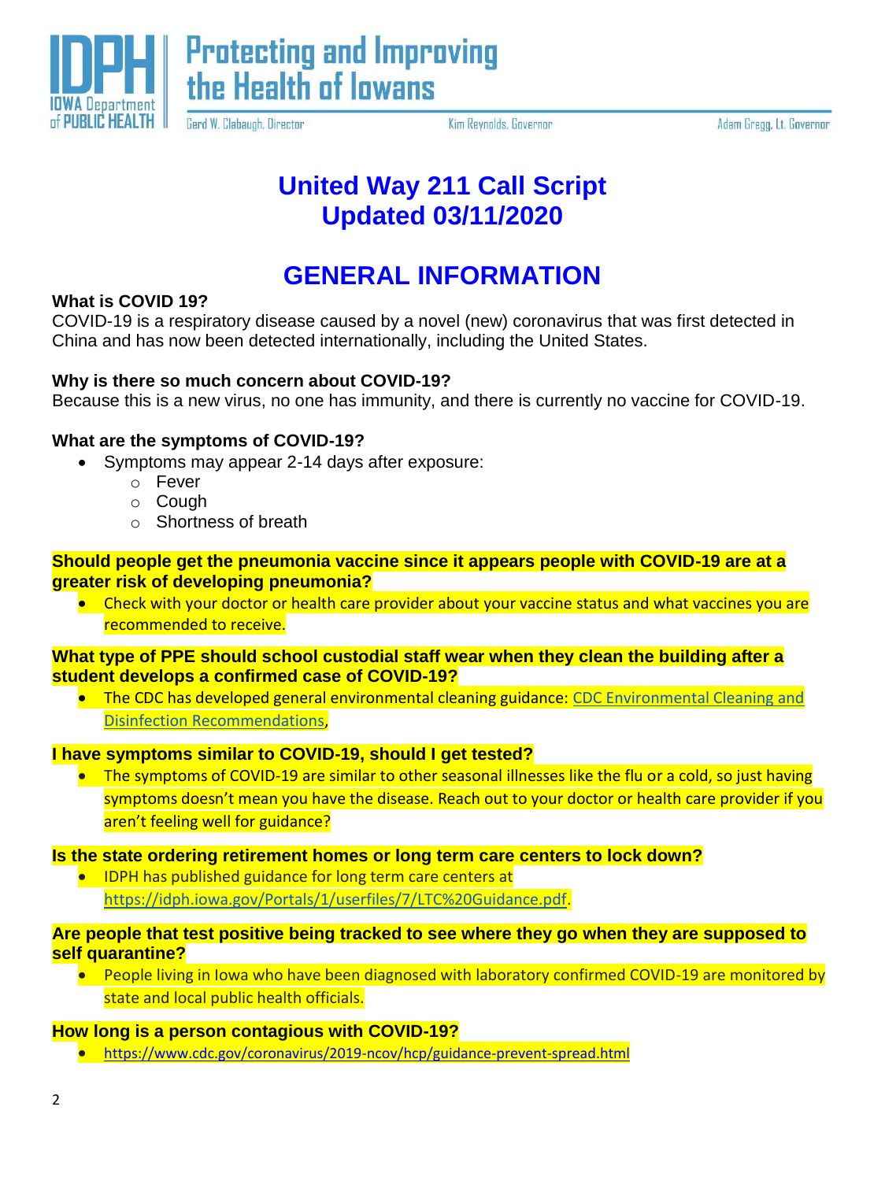# United Way 211 Call Script
# Updated 03/11/2020

## GENERAL INFORMATION

**What is COVID 19?**
COVID-19 is a respiratory disease caused by a novel (new) coronavirus that was first detected in China and has now been detected internationally, including the United States.

**Why is there so much concern about COVID-19?**
Because this is a new virus, no one has immunity, and there is currently no vaccine for COVID-19.

**What are the symptoms of COVID-19?**

- Symptoms may appear 2-14 days after exposure:
    - Fever
    - Cough
    - Shortness of breath

**Should people get the pneumonia vaccine since it appears people with COVID-19 are at a greater risk of developing pneumonia?**

- Check with your doctor or health care provider about your vaccine status and what vaccines you are recommended to receive.

**What type of PPE should school custodial staff wear when they clean the building after a student develops a confirmed case of COVID-19?**

- The CDC has developed general environmental cleaning guidance: [CDC Environmental Cleaning and Disinfection Recommendations](),

**I have symptoms similar to COVID-19, should I get tested?**

- The symptoms of COVID-19 are similar to other seasonal illnesses like the flu or a cold, so just having symptoms doesn't mean you have the disease. Reach out to your doctor or health care provider if you aren't feeling well for guidance?

**Is the state ordering retirement homes or long term care centers to lock down?**

- IDPH has published guidance for long term care centers at https://idph.iowa.gov/Portals/1/userfiles/7/LTC%20Guidance.pdf.

**Are people that test positive being tracked to see where they go when they are supposed to self quarantine?**

- People living in Iowa who have been diagnosed with laboratory confirmed COVID-19 are monitored by state and local public health officials.

**How long is a person contagious with COVID-19?**

- https://www.cdc.gov/coronavirus/2019-ncov/hcp/guidance-prevent-spread.html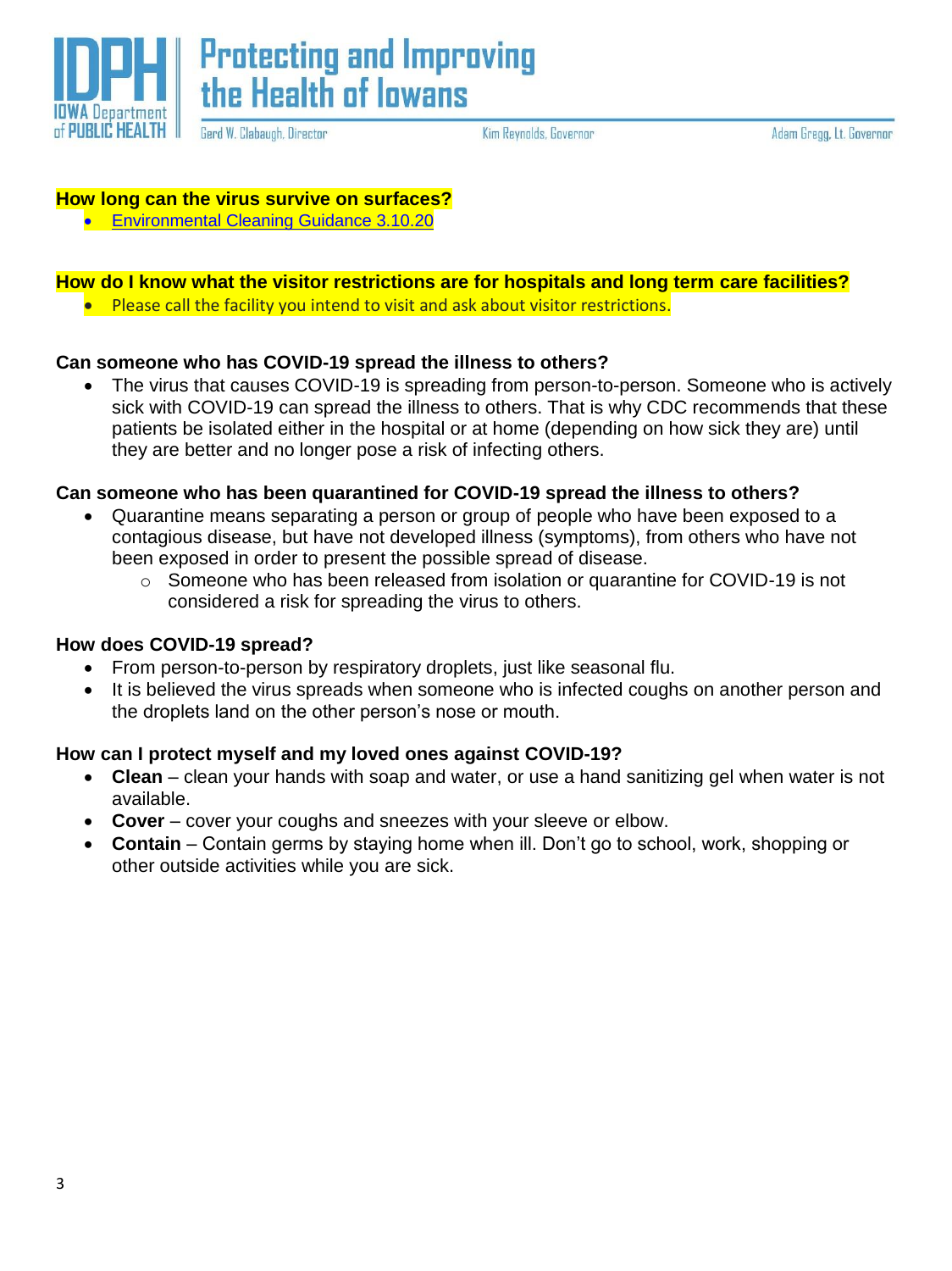**How long can the virus survive on surfaces?**

- Environmental Cleaning Guidance 3.10.20

**How do I know what the visitor restrictions are for hospitals and long term care facilities?**

- Please call the facility you intend to visit and ask about visitor restrictions.

**Can someone who has COVID-19 spread the illness to others?**

- The virus that causes COVID-19 is spreading from person-to-person. Someone who is actively sick with COVID-19 can spread the illness to others. That is why CDC recommends that these patients be isolated either in the hospital or at home (depending on how sick they are) until they are better and no longer pose a risk of infecting others.

**Can someone who has been quarantined for COVID-19 spread the illness to others?**

- Quarantine means separating a person or group of people who have been exposed to a contagious disease, but have not developed illness (symptoms), from others who have not been exposed in order to present the possible spread of disease.
  - Someone who has been released from isolation or quarantine for COVID-19 is not considered a risk for spreading the virus to others.

**How does COVID-19 spread?**

- From person-to-person by respiratory droplets, just like seasonal flu.
- It is believed the virus spreads when someone who is infected coughs on another person and the droplets land on the other person's nose or mouth.

**How can I protect myself and my loved ones against COVID-19?**

- **Clean** – clean your hands with soap and water, or use a hand sanitizing gel when water is not available.
- **Cover** – cover your coughs and sneezes with your sleeve or elbow.
- **Contain** – Contain germs by staying home when ill. Don't go to school, work, shopping or other outside activities while you are sick.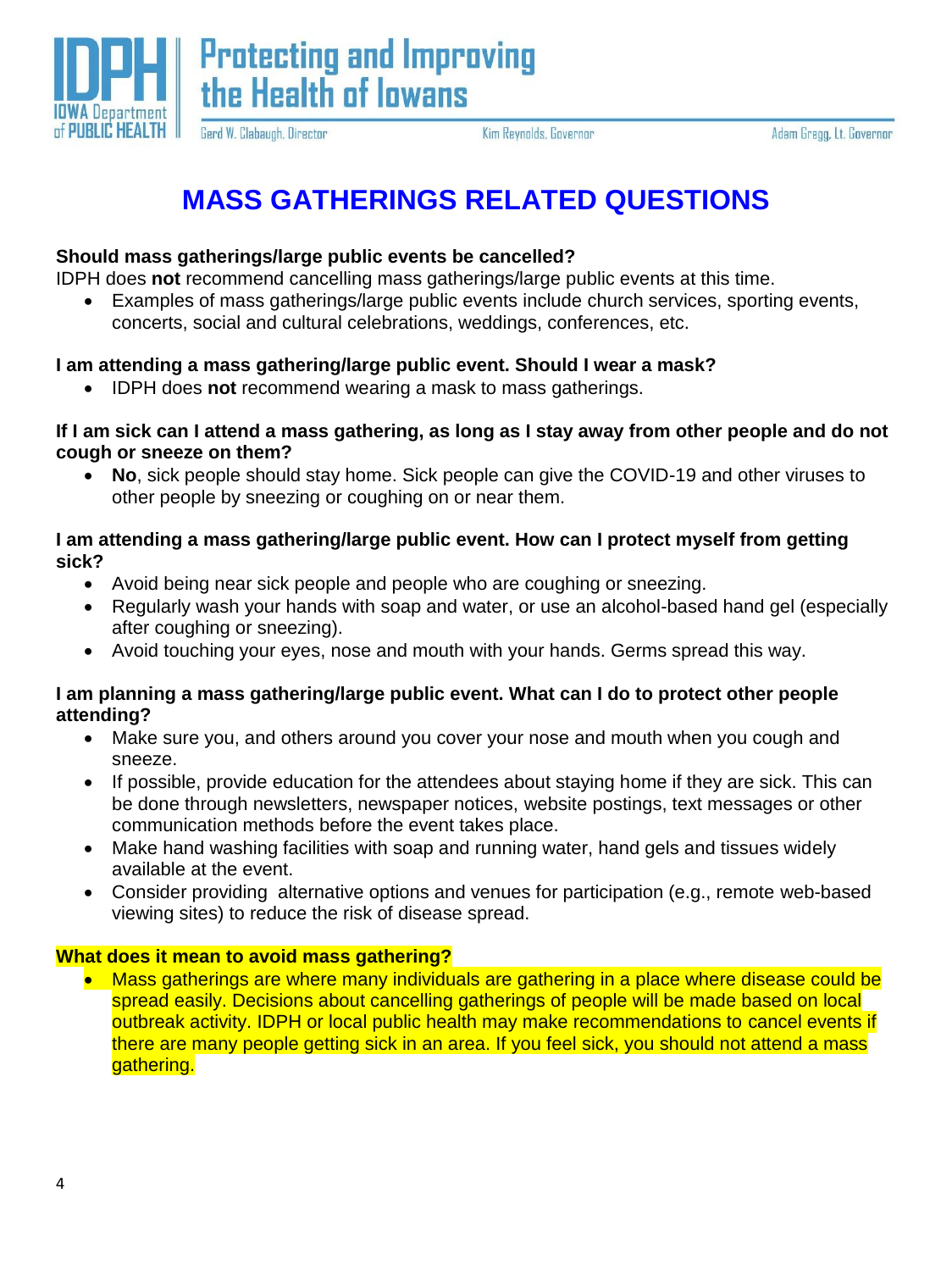# MASS GATHERINGS RELATED QUESTIONS

**Should mass gatherings/large public events be cancelled?**

IDPH does **not** recommend cancelling mass gatherings/large public events at this time.

- Examples of mass gatherings/large public events include church services, sporting events, concerts, social and cultural celebrations, weddings, conferences, etc.

**I am attending a mass gathering/large public event. Should I wear a mask?**

- IDPH does **not** recommend wearing a mask to mass gatherings.

**If I am sick can I attend a mass gathering, as long as I stay away from other people and do not cough or sneeze on them?**

- **No**, sick people should stay home. Sick people can give the COVID-19 and other viruses to other people by sneezing or coughing on or near them.

**I am attending a mass gathering/large public event. How can I protect myself from getting sick?**

- Avoid being near sick people and people who are coughing or sneezing.
- Regularly wash your hands with soap and water, or use an alcohol-based hand gel (especially after coughing or sneezing).
- Avoid touching your eyes, nose and mouth with your hands. Germs spread this way.

**I am planning a mass gathering/large public event. What can I do to protect other people attending?**

- Make sure you, and others around you cover your nose and mouth when you cough and sneeze.
- If possible, provide education for the attendees about staying home if they are sick. This can be done through newsletters, newspaper notices, website postings, text messages or other communication methods before the event takes place.
- Make hand washing facilities with soap and running water, hand gels and tissues widely available at the event.
- Consider providing alternative options and venues for participation (e.g., remote web-based viewing sites) to reduce the risk of disease spread.

**What does it mean to avoid mass gathering?**

- Mass gatherings are where many individuals are gathering in a place where disease could be spread easily. Decisions about cancelling gatherings of people will be made based on local outbreak activity. IDPH or local public health may make recommendations to cancel events if there are many people getting sick in an area. If you feel sick, you should not attend a mass gathering.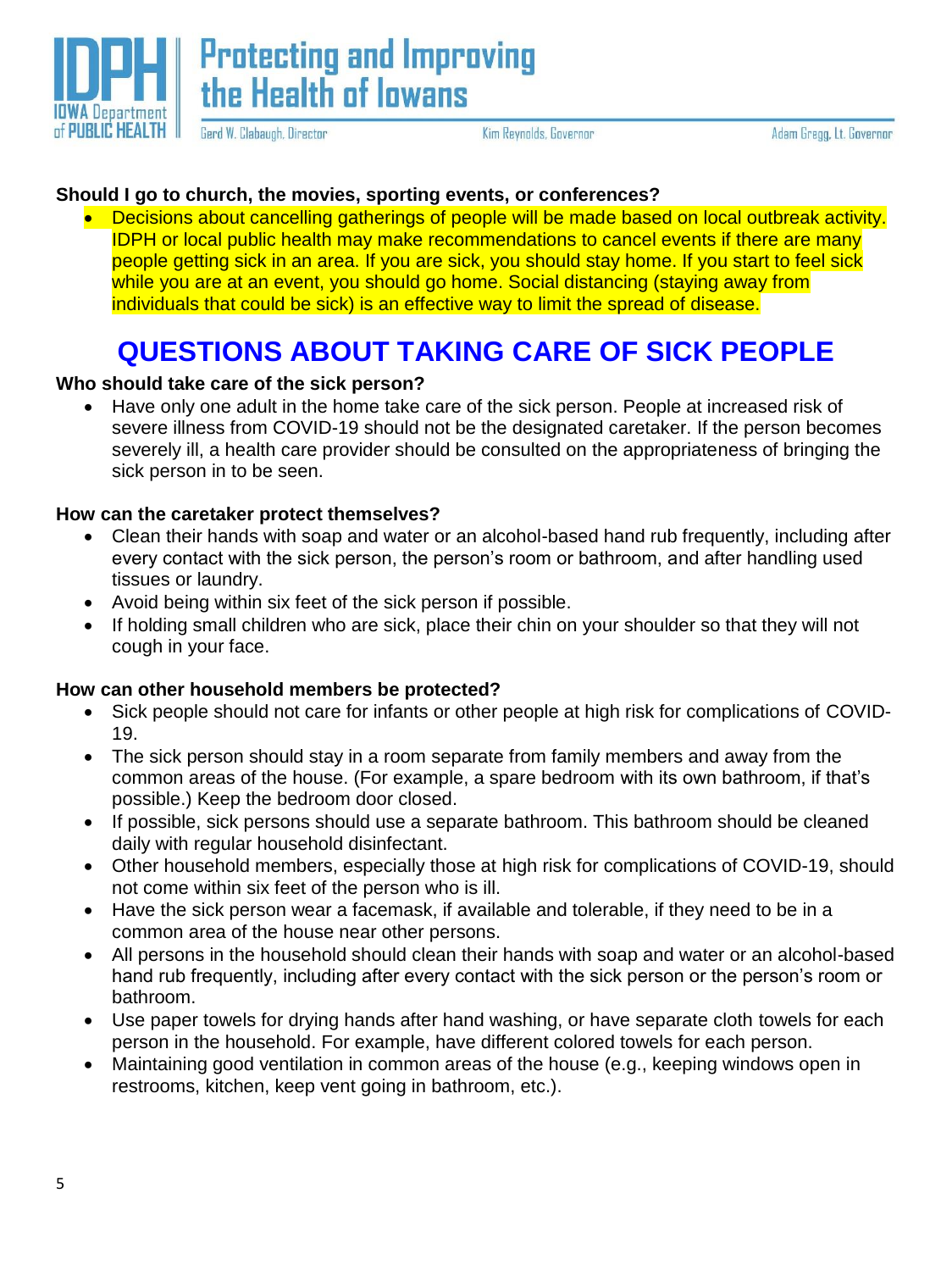**Should I go to church, the movies, sporting events, or conferences?**

- Decisions about cancelling gatherings of people will be made based on local outbreak activity. IDPH or local public health may make recommendations to cancel events if there are many people getting sick in an area. If you are sick, you should stay home. If you start to feel sick while you are at an event, you should go home. Social distancing (staying away from individuals that could be sick) is an effective way to limit the spread of disease.

# QUESTIONS ABOUT TAKING CARE OF SICK PEOPLE

**Who should take care of the sick person?**

- Have only one adult in the home take care of the sick person. People at increased risk of severe illness from COVID-19 should not be the designated caretaker. If the person becomes severely ill, a health care provider should be consulted on the appropriateness of bringing the sick person in to be seen.

**How can the caretaker protect themselves?**

- Clean their hands with soap and water or an alcohol-based hand rub frequently, including after every contact with the sick person, the person's room or bathroom, and after handling used tissues or laundry.
- Avoid being within six feet of the sick person if possible.
- If holding small children who are sick, place their chin on your shoulder so that they will not cough in your face.

**How can other household members be protected?**

- Sick people should not care for infants or other people at high risk for complications of COVID-19.
- The sick person should stay in a room separate from family members and away from the common areas of the house. (For example, a spare bedroom with its own bathroom, if that's possible.) Keep the bedroom door closed.
- If possible, sick persons should use a separate bathroom. This bathroom should be cleaned daily with regular household disinfectant.
- Other household members, especially those at high risk for complications of COVID-19, should not come within six feet of the person who is ill.
- Have the sick person wear a facemask, if available and tolerable, if they need to be in a common area of the house near other persons.
- All persons in the household should clean their hands with soap and water or an alcohol-based hand rub frequently, including after every contact with the sick person or the person's room or bathroom.
- Use paper towels for drying hands after hand washing, or have separate cloth towels for each person in the household. For example, have different colored towels for each person.
- Maintaining good ventilation in common areas of the house (e.g., keeping windows open in restrooms, kitchen, keep vent going in bathroom, etc.).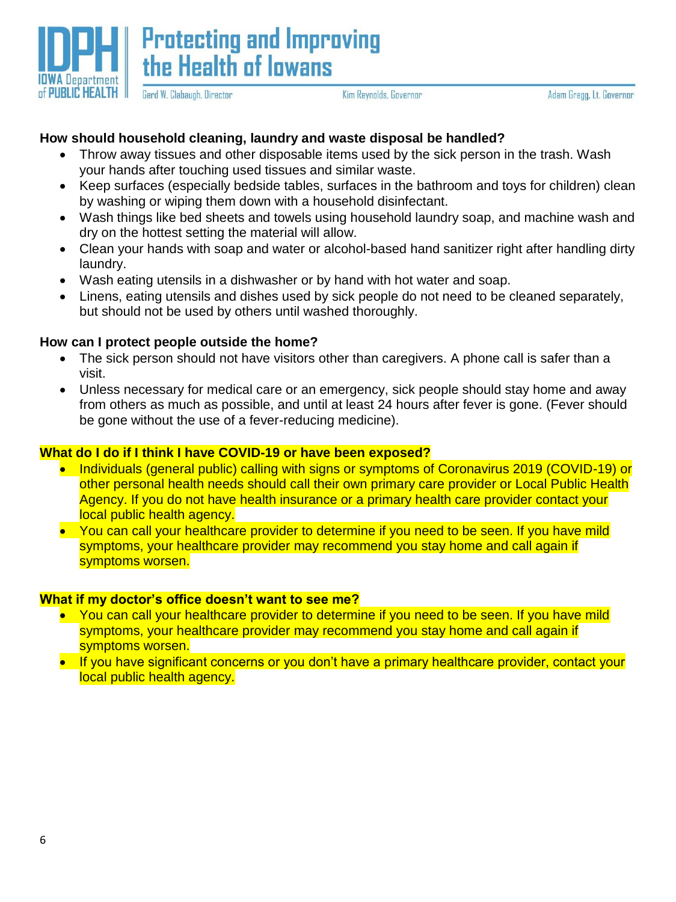**How should household cleaning, laundry and waste disposal be handled?**

- Throw away tissues and other disposable items used by the sick person in the trash. Wash your hands after touching used tissues and similar waste.
- Keep surfaces (especially bedside tables, surfaces in the bathroom and toys for children) clean by washing or wiping them down with a household disinfectant.
- Wash things like bed sheets and towels using household laundry soap, and machine wash and dry on the hottest setting the material will allow.
- Clean your hands with soap and water or alcohol-based hand sanitizer right after handling dirty laundry.
- Wash eating utensils in a dishwasher or by hand with hot water and soap.
- Linens, eating utensils and dishes used by sick people do not need to be cleaned separately, but should not be used by others until washed thoroughly.

**How can I protect people outside the home?**

- The sick person should not have visitors other than caregivers. A phone call is safer than a visit.
- Unless necessary for medical care or an emergency, sick people should stay home and away from others as much as possible, and until at least 24 hours after fever is gone. (Fever should be gone without the use of a fever-reducing medicine).

**What do I do if I think I have COVID-19 or have been exposed?**

- Individuals (general public) calling with signs or symptoms of Coronavirus 2019 (COVID-19) or other personal health needs should call their own primary care provider or Local Public Health Agency. If you do not have health insurance or a primary health care provider contact your local public health agency.
- You can call your healthcare provider to determine if you need to be seen. If you have mild symptoms, your healthcare provider may recommend you stay home and call again if symptoms worsen.

**What if my doctor's office doesn't want to see me?**

- You can call your healthcare provider to determine if you need to be seen. If you have mild symptoms, your healthcare provider may recommend you stay home and call again if symptoms worsen.
- If you have significant concerns or you don't have a primary healthcare provider, contact your local public health agency.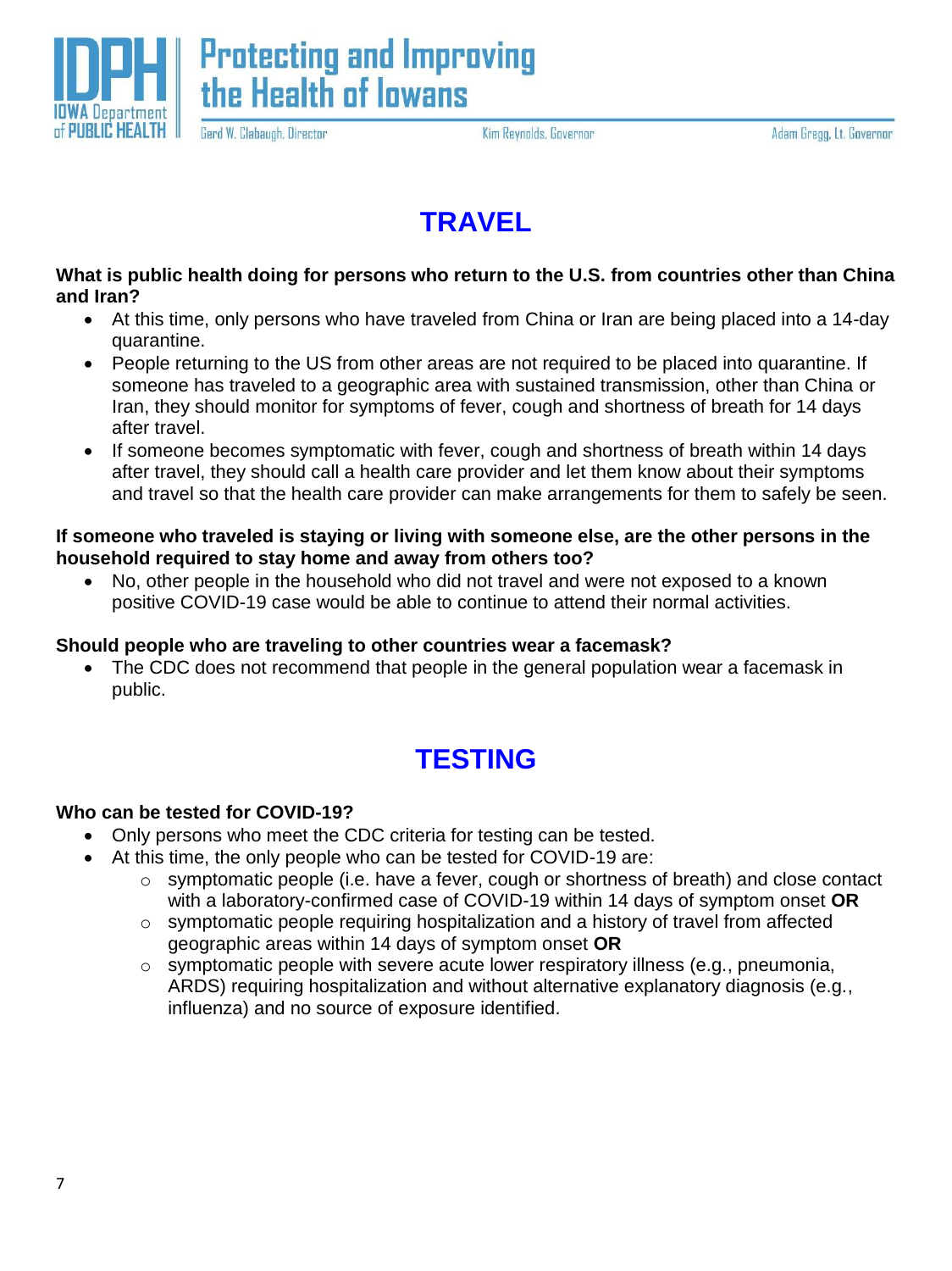# TRAVEL

**What is public health doing for persons who return to the U.S. from countries other than China and Iran?**

- At this time, only persons who have traveled from China or Iran are being placed into a 14-day quarantine.
- People returning to the US from other areas are not required to be placed into quarantine. If someone has traveled to a geographic area with sustained transmission, other than China or Iran, they should monitor for symptoms of fever, cough and shortness of breath for 14 days after travel.
- If someone becomes symptomatic with fever, cough and shortness of breath within 14 days after travel, they should call a health care provider and let them know about their symptoms and travel so that the health care provider can make arrangements for them to safely be seen.

**If someone who traveled is staying or living with someone else, are the other persons in the household required to stay home and away from others too?**

- No, other people in the household who did not travel and were not exposed to a known positive COVID-19 case would be able to continue to attend their normal activities.

**Should people who are traveling to other countries wear a facemask?**

- The CDC does not recommend that people in the general population wear a facemask in public.

# TESTING

**Who can be tested for COVID-19?**

- Only persons who meet the CDC criteria for testing can be tested.
- At this time, the only people who can be tested for COVID-19 are:
    - symptomatic people (i.e. have a fever, cough or shortness of breath) and close contact with a laboratory-confirmed case of COVID-19 within 14 days of symptom onset **OR**
    - symptomatic people requiring hospitalization and a history of travel from affected geographic areas within 14 days of symptom onset **OR**
    - symptomatic people with severe acute lower respiratory illness (e.g., pneumonia, ARDS) requiring hospitalization and without alternative explanatory diagnosis (e.g., influenza) and no source of exposure identified.